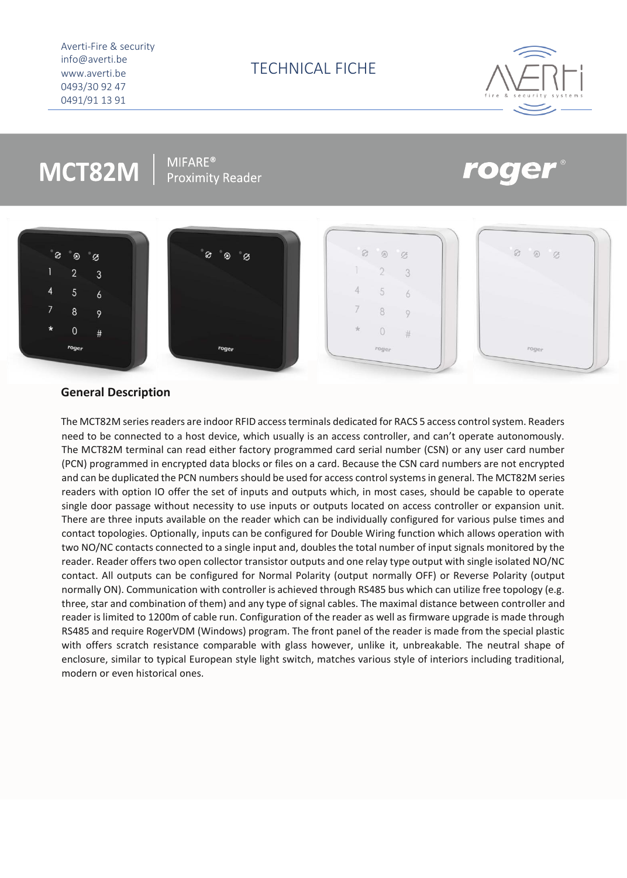Averti-Fire & security
info@averti.be
www.averti.be
0493/30 92 47
0491/91 13 91

TECHNICAL FICHE

# MCT82M | MIFARE® Proximity Reader

roger®

## General Description

The MCT82M series readers are indoor RFID access terminals dedicated for RACS 5 access control system. Readers need to be connected to a host device, which usually is an access controller, and can't operate autonomously. The MCT82M terminal can read either factory programmed card serial number (CSN) or any user card number (PCN) programmed in encrypted data blocks or files on a card. Because the CSN card numbers are not encrypted and can be duplicated the PCN numbers should be used for access control systems in general. The MCT82M series readers with option IO offer the set of inputs and outputs which, in most cases, should be capable to operate single door passage without necessity to use inputs or outputs located on access controller or expansion unit. There are three inputs available on the reader which can be individually configured for various pulse times and contact topologies. Optionally, inputs can be configured for Double Wiring function which allows operation with two NO/NC contacts connected to a single input and, doubles the total number of input signals monitored by the reader. Reader offers two open collector transistor outputs and one relay type output with single isolated NO/NC contact. All outputs can be configured for Normal Polarity (output normally OFF) or Reverse Polarity (output normally ON). Communication with controller is achieved through RS485 bus which can utilize free topology (e.g. three, star and combination of them) and any type of signal cables. The maximal distance between controller and reader is limited to 1200m of cable run. Configuration of the reader as well as firmware upgrade is made through RS485 and require RogerVDM (Windows) program. The front panel of the reader is made from the special plastic with offers scratch resistance comparable with glass however, unlike it, unbreakable. The neutral shape of enclosure, similar to typical European style light switch, matches various style of interiors including traditional, modern or even historical ones.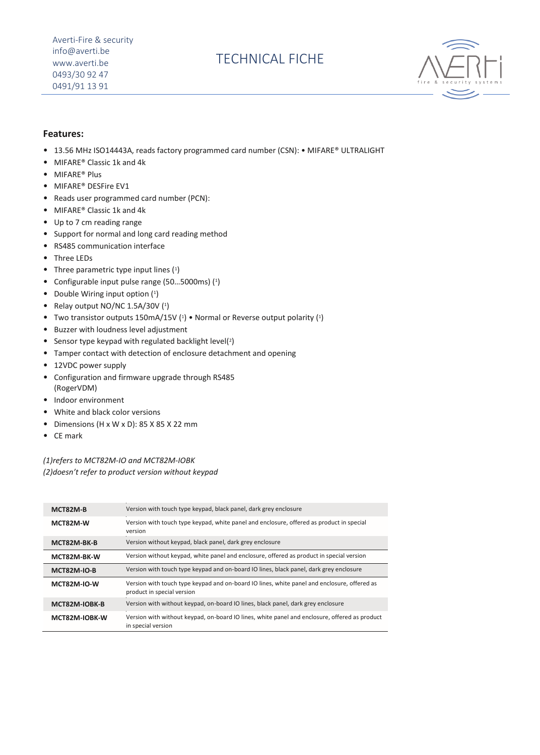Averti-Fire & security
info@averti.be
www.averti.be
0493/30 92 47
0491/91 13 91

# TECHNICAL FICHE

## Features:

- 13.56 MHz ISO14443A, reads factory programmed card number (CSN): • MIFARE® ULTRALIGHT
- MIFARE® Classic 1k and 4k
- MIFARE® Plus
- MIFARE® DESFire EV1
- Reads user programmed card number (PCN):
- MIFARE® Classic 1k and 4k
- Up to 7 cm reading range
- Support for normal and long card reading method
- RS485 communication interface
- Three LEDs
- Three parametric type input lines ([1])
- Configurable input pulse range (50…5000ms) ([1])
- Double Wiring input option ([1])
- Relay output NO/NC 1.5A/30V ([1])
- Two transistor outputs 150mA/15V ([1]) • Normal or Reverse output polarity ([1])
- Buzzer with loudness level adjustment
- Sensor type keypad with regulated backlight level([2])
- Tamper contact with detection of enclosure detachment and opening
- 12VDC power supply
- Configuration and firmware upgrade through RS485 (RogerVDM)
- Indoor environment
- White and black color versions
- Dimensions (H x W x D): 85 X 85 X 22 mm
- CE mark

*(1)refers to MCT82M-IO and MCT82M-IOBK*
*(2)doesn't refer to product version without keypad*

| | |
|---|---|
| **MCT82M-B** | Version with touch type keypad, black panel, dark grey enclosure |
| **MCT82M-W** | Version with touch type keypad, white panel and enclosure, offered as product in special version |
| **MCT82M-BK-B** | Version without keypad, black panel, dark grey enclosure |
| **MCT82M-BK-W** | Version without keypad, white panel and enclosure, offered as product in special version |
| **MCT82M-IO-B** | Version with touch type keypad and on-board IO lines, black panel, dark grey enclosure |
| **MCT82M-IO-W** | Version with touch type keypad and on-board IO lines, white panel and enclosure, offered as product in special version |
| **MCT82M-IOBK-B** | Version with without keypad, on-board IO lines, black panel, dark grey enclosure |
| **MCT82M-IOBK-W** | Version with without keypad, on-board IO lines, white panel and enclosure, offered as product in special version |